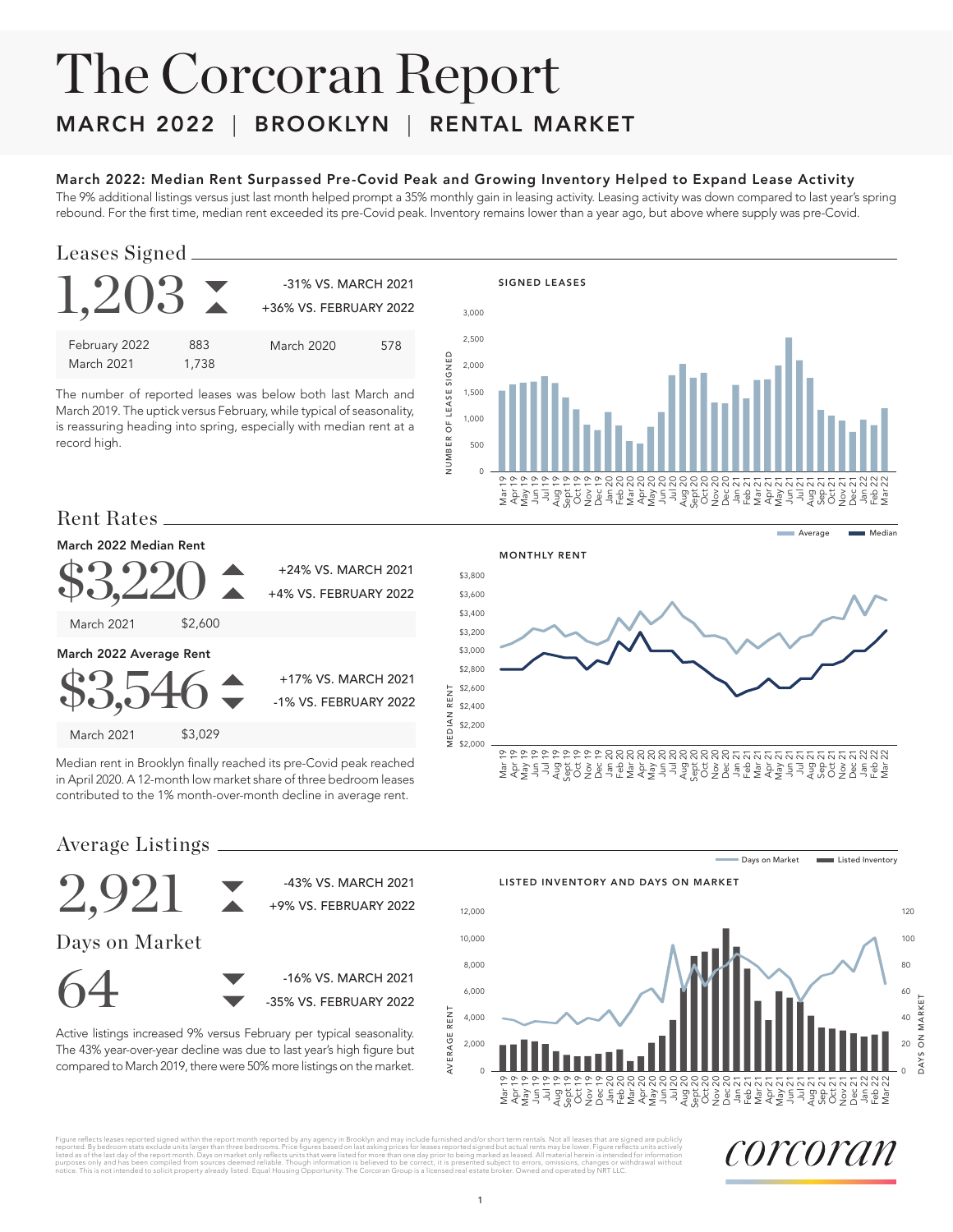# The Corcoran Report

## MARCH 2022 | BROOKLYN | RENTAL MARKET

### March 2022: Median Rent Surpassed Pre-Covid Peak and Growing Inventory Helped to Expand Lease Activity

The 9% additional listings versus just last month helped prompt a 35% monthly gain in leasing activity. Leasing activity was down compared to last year's spring rebound. For the first time, median rent exceeded its pre-Covid peak. Inventory remains lower than a year ago, but above where supply was pre-Covid.

## Leases Signed

**1,203**

-31% VS. MARCH 2021
+36% VS. FEBRUARY 2022

| | | | |
|---|---|---|---|
| February 2022 | 883 | March 2020 | 578 |
| March 2021 | 1,738 | | |

The number of reported leases was below both last March and March 2019. The uptick versus February, while typical of seasonality, is reassuring heading into spring, especially with median rent at a record high.

SIGNED LEASES

## Rent Rates

### March 2022 Median Rent

**$3,220**

+24% VS. MARCH 2021
+4% VS. FEBRUARY 2022

| | |
|---|---|
| March 2021 | $2,600 |

### March 2022 Average Rent

**$3,546**

+17% VS. MARCH 2021
-1% VS. FEBRUARY 2022

| | |
|---|---|
| March 2021 | $3,029 |

Median rent in Brooklyn finally reached its pre-Covid peak reached in April 2020. A 12-month low market share of three bedroom leases contributed to the 1% month-over-month decline in average rent.

MONTHLY RENT

## Average Listings

**2,921**

-43% VS. MARCH 2021
+9% VS. FEBRUARY 2022

## Days on Market

**64**

-16% VS. MARCH 2021
-35% VS. FEBRUARY 2022

Active listings increased 9% versus February per typical seasonality. The 43% year-over-year decline was due to last year's high figure but compared to March 2019, there were 50% more listings on the market.

LISTED INVENTORY AND DAYS ON MARKET

Figure reflects leases reported signed within the report month reported by any agency in Brooklyn and may include furnished and/or short term rentals. Not all leases that are signed are publicly reported. By bedroom stats exclude units larger than three bedrooms. Price figures based on last asking prices for leases reported signed but actual rents may be lower. Figure reflects units actively listed as of the last day of the report month. Days on market only reflects units that were listed for more than one day prior to being marked as leased. All material herein is intended for information purposes only and has been compiled from sources deemed reliable. Though information is believed to be correct, it is presented subject to errors, omissions, changes or withdrawal without notice. This is not intended to solicit property already listed. Equal Housing Opportunity. The Corcoran Group is a licensed real estate broker. Owned and operated by NRT LLC.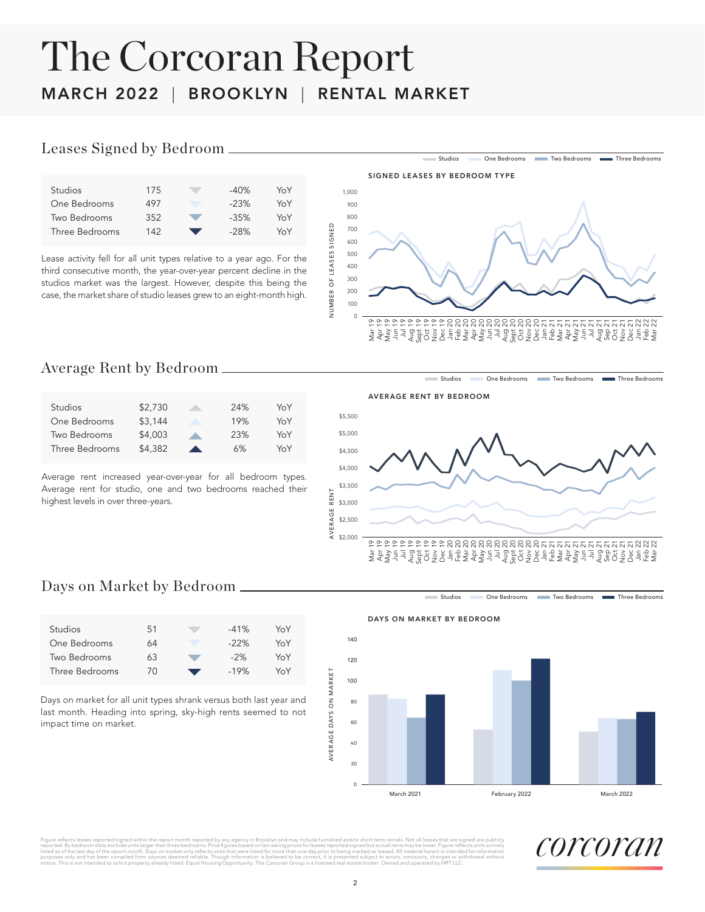# The Corcoran Report

**MARCH 2022 | BROOKLYN | RENTAL MARKET**

## Leases Signed by Bedroom

| | | | |
|---|---|---|---|
| Studios | 175 | -40% | YoY |
| One Bedrooms | 497 | -23% | YoY |
| Two Bedrooms | 352 | -35% | YoY |
| Three Bedrooms | 142 | -28% | YoY |

Lease activity fell for all unit types relative to a year ago. For the third consecutive month, the year-over-year percent decline in the studios market was the largest. However, despite this being the case, the market share of studio leases grew to an eight-month high.

SIGNED LEASES BY BEDROOM TYPE

## Average Rent by Bedroom

| | | | |
|---|---|---|---|
| Studios | $2,730 | 24% | YoY |
| One Bedrooms | $3,144 | 19% | YoY |
| Two Bedrooms | $4,003 | 23% | YoY |
| Three Bedrooms | $4,382 | 6% | YoY |

Average rent increased year-over-year for all bedroom types. Average rent for studio, one and two bedrooms reached their highest levels in over three-years.

AVERAGE RENT BY BEDROOM

## Days on Market by Bedroom

| | | | |
|---|---|---|---|
| Studios | 51 | -41% | YoY |
| One Bedrooms | 64 | -22% | YoY |
| Two Bedrooms | 63 | -2% | YoY |
| Three Bedrooms | 70 | -19% | YoY |

Days on market for all unit types shrank versus both last year and last month. Heading into spring, sky-high rents seemed to not impact time on market.

DAYS ON MARKET BY BEDROOM

Figure reflects leases reported signed within the report month reported by any agency in Brooklyn and may include furnished and/or short term rentals. Not all leases that are signed are publicly reported. By bedroom stats exclude units larger than three bedrooms. Price figures based on last asking prices for leases reported signed but actual rents may be lower. Figure reflects units actively listed as of the last day of the report month. Days on market only reflects units that were listed for more than one day prior to being marked as leased. All material herein is intended for information purposes only and has been compiled from sources deemed reliable. Though information is believed to be correct, it is presented subject to errors, omissions, changes or withdrawal without notice. This is not intended to solicit property already listed. Equal Housing Opportunity. The Corcoran Group is a licensed real estate broker. Owned and operated by NRT LLC.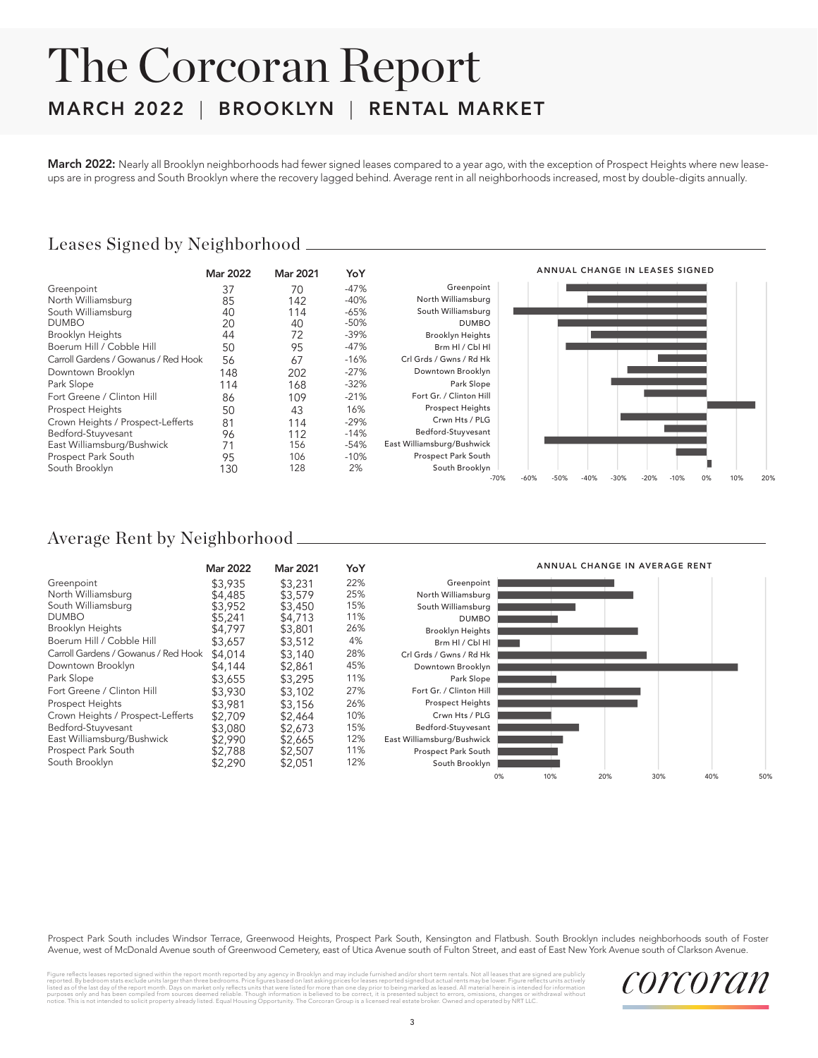# The Corcoran Report

## MARCH 2022 | BROOKLYN | RENTAL MARKET

**March 2022:** Nearly all Brooklyn neighborhoods had fewer signed leases compared to a year ago, with the exception of Prospect Heights where new lease-ups are in progress and South Brooklyn where the recovery lagged behind. Average rent in all neighborhoods increased, most by double-digits annually.

## Leases Signed by Neighborhood

| | Mar 2022 | Mar 2021 | YoY |
|---|---|---|---|
| Greenpoint | 37 | 70 | -47% |
| North Williamsburg | 85 | 142 | -40% |
| South Williamsburg | 40 | 114 | -65% |
| DUMBO | 20 | 40 | -50% |
| Brooklyn Heights | 44 | 72 | -39% |
| Boerum Hill / Cobble Hill | 50 | 95 | -47% |
| Carroll Gardens / Gowanus / Red Hook | 56 | 67 | -16% |
| Downtown Brooklyn | 148 | 202 | -27% |
| Park Slope | 114 | 168 | -32% |
| Fort Greene / Clinton Hill | 86 | 109 | -21% |
| Prospect Heights | 50 | 43 | 16% |
| Crown Heights / Prospect-Lefferts | 81 | 114 | -29% |
| Bedford-Stuyvesant | 96 | 112 | -14% |
| East Williamsburg/Bushwick | 71 | 156 | -54% |
| Prospect Park South | 95 | 106 | -10% |
| South Brooklyn | 130 | 128 | 2% |

ANNUAL CHANGE IN LEASES SIGNED

Greenpoint
North Williamsburg
South Williamsburg
DUMBO
Brooklyn Heights
Brm Hl / Cbl Hl
Crl Grds / Gwns / Rd Hk
Downtown Brooklyn
Park Slope
Fort Gr. / Clinton Hill
Prospect Heights
Crwn Hts / PLG
Bedford-Stuyvesant
East Williamsburg/Bushwick
Prospect Park South
South Brooklyn

-70% -60% -50% -40% -30% -20% -10% 0% 10% 20%

## Average Rent by Neighborhood

| | Mar 2022 | Mar 2021 | YoY |
|---|---|---|---|
| Greenpoint | $3,935 | $3,231 | 22% |
| North Williamsburg | $4,485 | $3,579 | 25% |
| South Williamsburg | $3,952 | $3,450 | 15% |
| DUMBO | $5,241 | $4,713 | 11% |
| Brooklyn Heights | $4,797 | $3,801 | 26% |
| Boerum Hill / Cobble Hill | $3,657 | $3,512 | 4% |
| Carroll Gardens / Gowanus / Red Hook | $4,014 | $3,140 | 28% |
| Downtown Brooklyn | $4,144 | $2,861 | 45% |
| Park Slope | $3,655 | $3,295 | 11% |
| Fort Greene / Clinton Hill | $3,930 | $3,102 | 27% |
| Prospect Heights | $3,981 | $3,156 | 26% |
| Crown Heights / Prospect-Lefferts | $2,709 | $2,464 | 10% |
| Bedford-Stuyvesant | $3,080 | $2,673 | 15% |
| East Williamsburg/Bushwick | $2,990 | $2,665 | 12% |
| Prospect Park South | $2,788 | $2,507 | 11% |
| South Brooklyn | $2,290 | $2,051 | 12% |

ANNUAL CHANGE IN AVERAGE RENT

Greenpoint
North Williamsburg
South Williamsburg
DUMBO
Brooklyn Heights
Brm Hl / Cbl Hl
Crl Grds / Gwns / Rd Hk
Downtown Brooklyn
Park Slope
Fort Gr. / Clinton Hill
Prospect Heights
Crwn Hts / PLG
Bedford-Stuyvesant
East Williamsburg/Bushwick
Prospect Park South
South Brooklyn

0% 10% 20% 30% 40% 50%

Prospect Park South includes Windsor Terrace, Greenwood Heights, Prospect Park South, Kensington and Flatbush. South Brooklyn includes neighborhoods south of Foster Avenue, west of McDonald Avenue south of Greenwood Cemetery, east of Utica Avenue south of Fulton Street, and east of East New York Avenue south of Clarkson Avenue.

Figure reflects leases reported signed within the report month reported by any agency in Brooklyn and may include furnished and/or short term rentals. Not all leases that are signed are publicly reported. By bedroom stats exclude units larger than three bedrooms. Price figures based on last asking prices for leases reported signed but actual rents may be lower. Figure reflects units actively listed as of the last day of the report month. Days on market only reflects units that were listed for more than one day prior to being marked as leased. All material herein is intended for information purposes only and has been compiled from sources deemed reliable. Though information is believed to be correct, it is presented subject to errors, omissions, changes or withdrawal without notice. This is not intended to solicit property already listed. Equal Housing Opportunity. The Corcoran Group is a licensed real estate broker. Owned and operated by NRT LLC.

corcoran